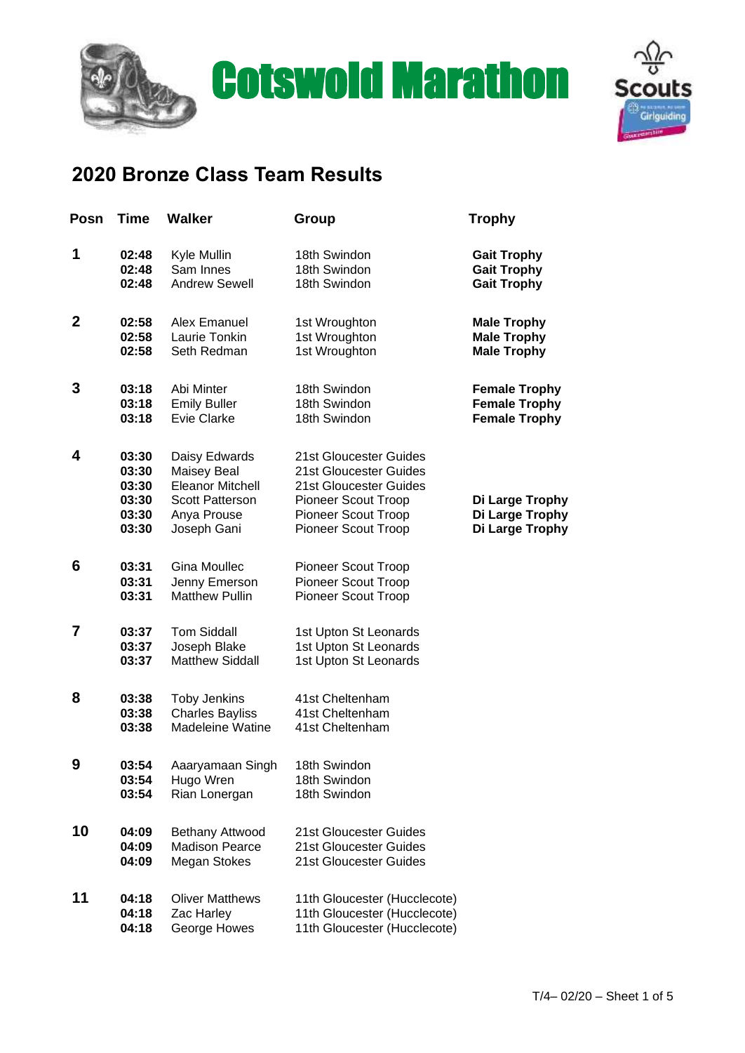# Cotswold Marathon

Scouts

Girlguiding

## 2020 Bronze Class Team Results

| Posn | Time | Walker | Group | Trophy |
|---|---|---|---|---|
| **1** | **02:48** | Kyle Mullin | 18th Swindon | **Gait Trophy** |
| | **02:48** | Sam Innes | 18th Swindon | **Gait Trophy** |
| | **02:48** | Andrew Sewell | 18th Swindon | **Gait Trophy** |
| **2** | **02:58** | Alex Emanuel | 1st Wroughton | **Male Trophy** |
| | **02:58** | Laurie Tonkin | 1st Wroughton | **Male Trophy** |
| | **02:58** | Seth Redman | 1st Wroughton | **Male Trophy** |
| **3** | **03:18** | Abi Minter | 18th Swindon | **Female Trophy** |
| | **03:18** | Emily Buller | 18th Swindon | **Female Trophy** |
| | **03:18** | Evie Clarke | 18th Swindon | **Female Trophy** |
| **4** | **03:30** | Daisy Edwards | 21st Gloucester Guides | |
| | **03:30** | Maisey Beal | 21st Gloucester Guides | |
| | **03:30** | Eleanor Mitchell | 21st Gloucester Guides | |
| | **03:30** | Scott Patterson | Pioneer Scout Troop | **Di Large Trophy** |
| | **03:30** | Anya Prouse | Pioneer Scout Troop | **Di Large Trophy** |
| | **03:30** | Joseph Gani | Pioneer Scout Troop | **Di Large Trophy** |
| **6** | **03:31** | Gina Moullec | Pioneer Scout Troop | |
| | **03:31** | Jenny Emerson | Pioneer Scout Troop | |
| | **03:31** | Matthew Pullin | Pioneer Scout Troop | |
| **7** | **03:37** | Tom Siddall | 1st Upton St Leonards | |
| | **03:37** | Joseph Blake | 1st Upton St Leonards | |
| | **03:37** | Matthew Siddall | 1st Upton St Leonards | |
| **8** | **03:38** | Toby Jenkins | 41st Cheltenham | |
| | **03:38** | Charles Bayliss | 41st Cheltenham | |
| | **03:38** | Madeleine Watine | 41st Cheltenham | |
| **9** | **03:54** | Aaaryamaan Singh | 18th Swindon | |
| | **03:54** | Hugo Wren | 18th Swindon | |
| | **03:54** | Rian Lonergan | 18th Swindon | |
| **10** | **04:09** | Bethany Attwood | 21st Gloucester Guides | |
| | **04:09** | Madison Pearce | 21st Gloucester Guides | |
| | **04:09** | Megan Stokes | 21st Gloucester Guides | |
| **11** | **04:18** | Oliver Matthews | 11th Gloucester (Hucclecote) | |
| | **04:18** | Zac Harley | 11th Gloucester (Hucclecote) | |
| | **04:18** | George Howes | 11th Gloucester (Hucclecote) | |

T/4– 02/20 – Sheet 1 of 5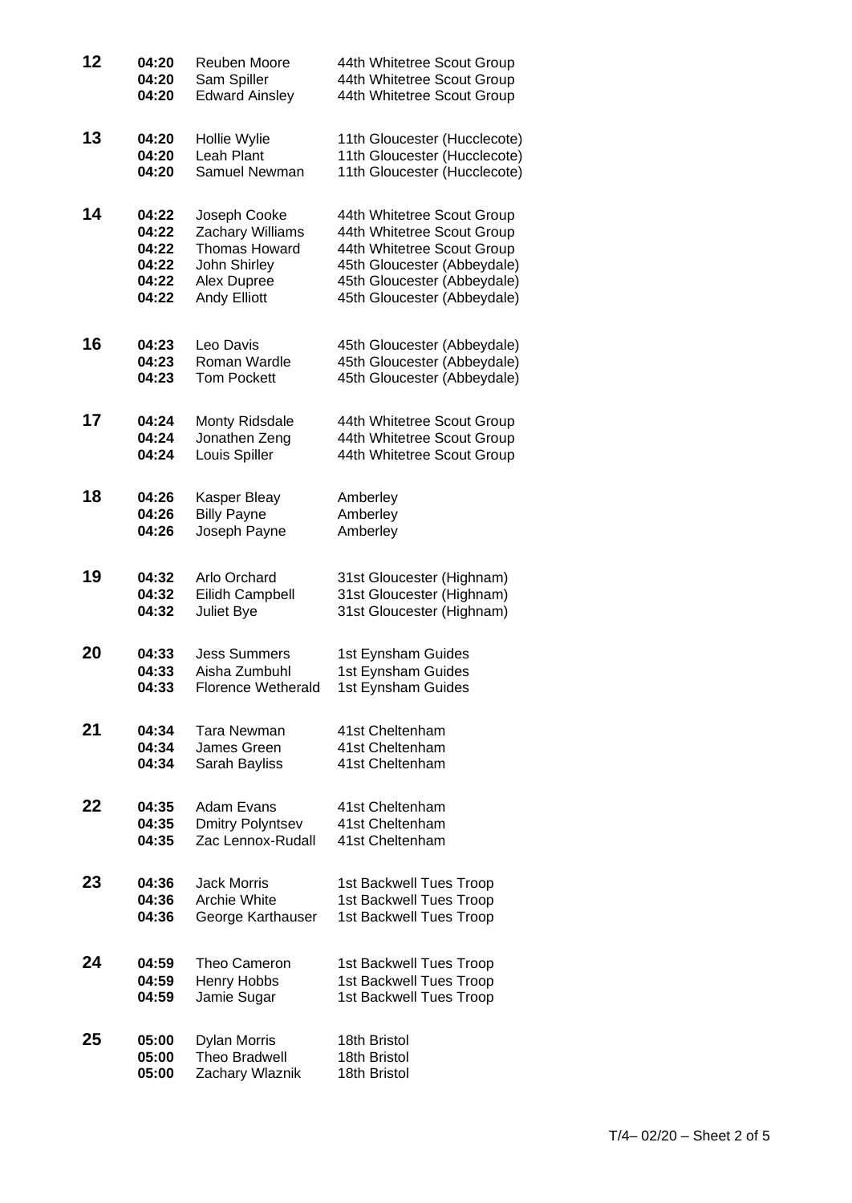| Position | Time | Name | Group |
|---|---|---|---|
| **12** | **04:20** | Reuben Moore | 44th Whitetree Scout Group |
| | **04:20** | Sam Spiller | 44th Whitetree Scout Group |
| | **04:20** | Edward Ainsley | 44th Whitetree Scout Group |
| **13** | **04:20** | Hollie Wylie | 11th Gloucester (Hucclecote) |
| | **04:20** | Leah Plant | 11th Gloucester (Hucclecote) |
| | **04:20** | Samuel Newman | 11th Gloucester (Hucclecote) |
| **14** | **04:22** | Joseph Cooke | 44th Whitetree Scout Group |
| | **04:22** | Zachary Williams | 44th Whitetree Scout Group |
| | **04:22** | Thomas Howard | 44th Whitetree Scout Group |
| | **04:22** | John Shirley | 45th Gloucester (Abbeydale) |
| | **04:22** | Alex Dupree | 45th Gloucester (Abbeydale) |
| | **04:22** | Andy Elliott | 45th Gloucester (Abbeydale) |
| **16** | **04:23** | Leo Davis | 45th Gloucester (Abbeydale) |
| | **04:23** | Roman Wardle | 45th Gloucester (Abbeydale) |
| | **04:23** | Tom Pockett | 45th Gloucester (Abbeydale) |
| **17** | **04:24** | Monty Ridsdale | 44th Whitetree Scout Group |
| | **04:24** | Jonathen Zeng | 44th Whitetree Scout Group |
| | **04:24** | Louis Spiller | 44th Whitetree Scout Group |
| **18** | **04:26** | Kasper Bleay | Amberley |
| | **04:26** | Billy Payne | Amberley |
| | **04:26** | Joseph Payne | Amberley |
| **19** | **04:32** | Arlo Orchard | 31st Gloucester (Highnam) |
| | **04:32** | Eilidh Campbell | 31st Gloucester (Highnam) |
| | **04:32** | Juliet Bye | 31st Gloucester (Highnam) |
| **20** | **04:33** | Jess Summers | 1st Eynsham Guides |
| | **04:33** | Aisha Zumbuhl | 1st Eynsham Guides |
| | **04:33** | Florence Wetherald | 1st Eynsham Guides |
| **21** | **04:34** | Tara Newman | 41st Cheltenham |
| | **04:34** | James Green | 41st Cheltenham |
| | **04:34** | Sarah Bayliss | 41st Cheltenham |
| **22** | **04:35** | Adam Evans | 41st Cheltenham |
| | **04:35** | Dmitry Polyntsev | 41st Cheltenham |
| | **04:35** | Zac Lennox-Rudall | 41st Cheltenham |
| **23** | **04:36** | Jack Morris | 1st Backwell Tues Troop |
| | **04:36** | Archie White | 1st Backwell Tues Troop |
| | **04:36** | George Karthauser | 1st Backwell Tues Troop |
| **24** | **04:59** | Theo Cameron | 1st Backwell Tues Troop |
| | **04:59** | Henry Hobbs | 1st Backwell Tues Troop |
| | **04:59** | Jamie Sugar | 1st Backwell Tues Troop |
| **25** | **05:00** | Dylan Morris | 18th Bristol |
| | **05:00** | Theo Bradwell | 18th Bristol |
| | **05:00** | Zachary Wlaznik | 18th Bristol |

T/4– 02/20 – Sheet 2 of 5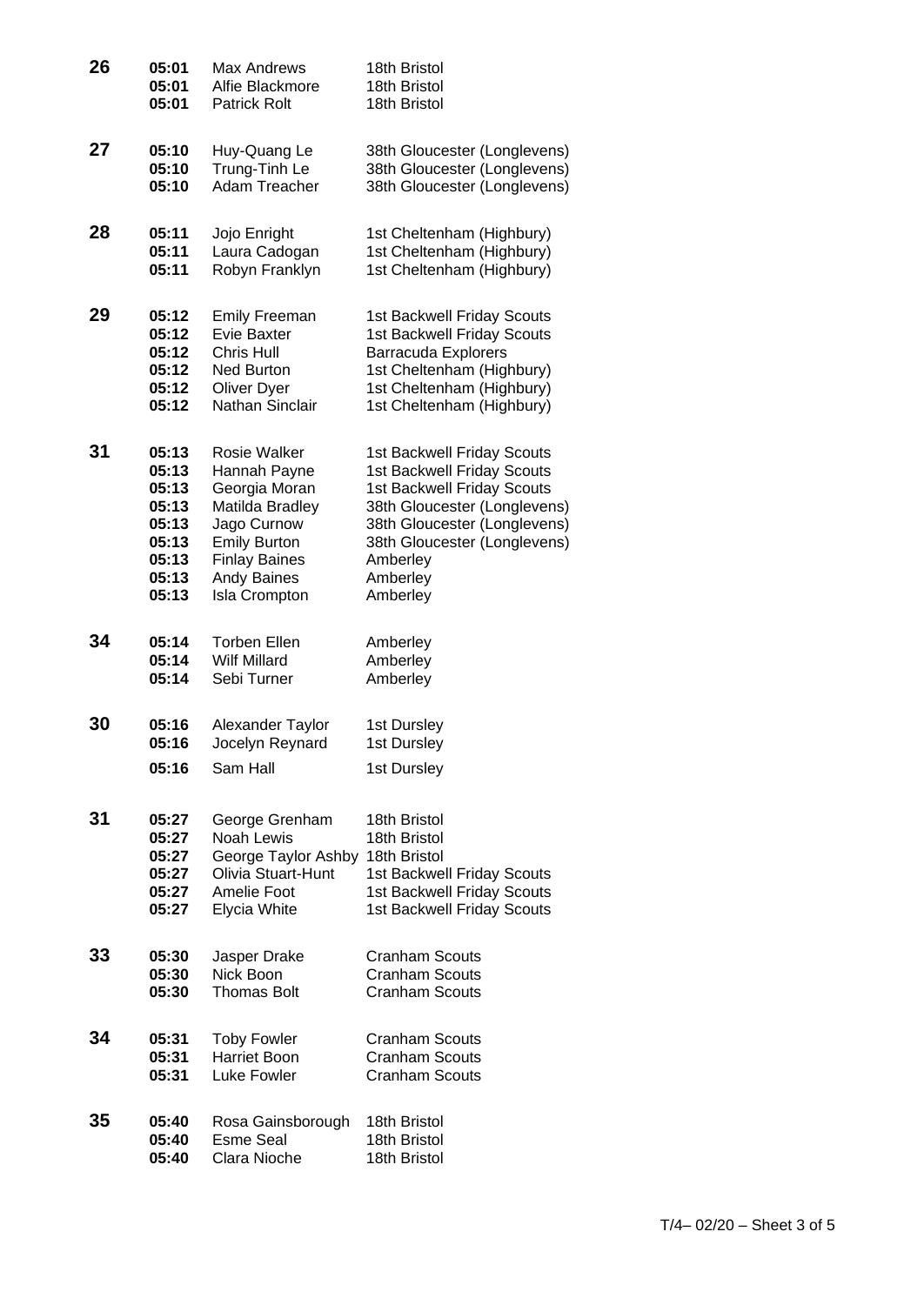| Position | Time | Name | Group |
|---|---|---|---|
| 26 | 05:01 | Max Andrews | 18th Bristol |
| | 05:01 | Alfie Blackmore | 18th Bristol |
| | 05:01 | Patrick Rolt | 18th Bristol |
| 27 | 05:10 | Huy-Quang Le | 38th Gloucester (Longlevens) |
| | 05:10 | Trung-Tinh Le | 38th Gloucester (Longlevens) |
| | 05:10 | Adam Treacher | 38th Gloucester (Longlevens) |
| 28 | 05:11 | Jojo Enright | 1st Cheltenham (Highbury) |
| | 05:11 | Laura Cadogan | 1st Cheltenham (Highbury) |
| | 05:11 | Robyn Franklyn | 1st Cheltenham (Highbury) |
| 29 | 05:12 | Emily Freeman | 1st Backwell Friday Scouts |
| | 05:12 | Evie Baxter | 1st Backwell Friday Scouts |
| | 05:12 | Chris Hull | Barracuda Explorers |
| | 05:12 | Ned Burton | 1st Cheltenham (Highbury) |
| | 05:12 | Oliver Dyer | 1st Cheltenham (Highbury) |
| | 05:12 | Nathan Sinclair | 1st Cheltenham (Highbury) |
| 31 | 05:13 | Rosie Walker | 1st Backwell Friday Scouts |
| | 05:13 | Hannah Payne | 1st Backwell Friday Scouts |
| | 05:13 | Georgia Moran | 1st Backwell Friday Scouts |
| | 05:13 | Matilda Bradley | 38th Gloucester (Longlevens) |
| | 05:13 | Jago Curnow | 38th Gloucester (Longlevens) |
| | 05:13 | Emily Burton | 38th Gloucester (Longlevens) |
| | 05:13 | Finlay Baines | Amberley |
| | 05:13 | Andy Baines | Amberley |
| | 05:13 | Isla Crompton | Amberley |
| 34 | 05:14 | Torben Ellen | Amberley |
| | 05:14 | Wilf Millard | Amberley |
| | 05:14 | Sebi Turner | Amberley |
| 30 | 05:16 | Alexander Taylor | 1st Dursley |
| | 05:16 | Jocelyn Reynard | 1st Dursley |
| | 05:16 | Sam Hall | 1st Dursley |
| 31 | 05:27 | George Grenham | 18th Bristol |
| | 05:27 | Noah Lewis | 18th Bristol |
| | 05:27 | George Taylor Ashby | 18th Bristol |
| | 05:27 | Olivia Stuart-Hunt | 1st Backwell Friday Scouts |
| | 05:27 | Amelie Foot | 1st Backwell Friday Scouts |
| | 05:27 | Elycia White | 1st Backwell Friday Scouts |
| 33 | 05:30 | Jasper Drake | Cranham Scouts |
| | 05:30 | Nick Boon | Cranham Scouts |
| | 05:30 | Thomas Bolt | Cranham Scouts |
| 34 | 05:31 | Toby Fowler | Cranham Scouts |
| | 05:31 | Harriet Boon | Cranham Scouts |
| | 05:31 | Luke Fowler | Cranham Scouts |
| 35 | 05:40 | Rosa Gainsborough | 18th Bristol |
| | 05:40 | Esme Seal | 18th Bristol |
| | 05:40 | Clara Nioche | 18th Bristol |

T/4– 02/20 – Sheet 3 of 5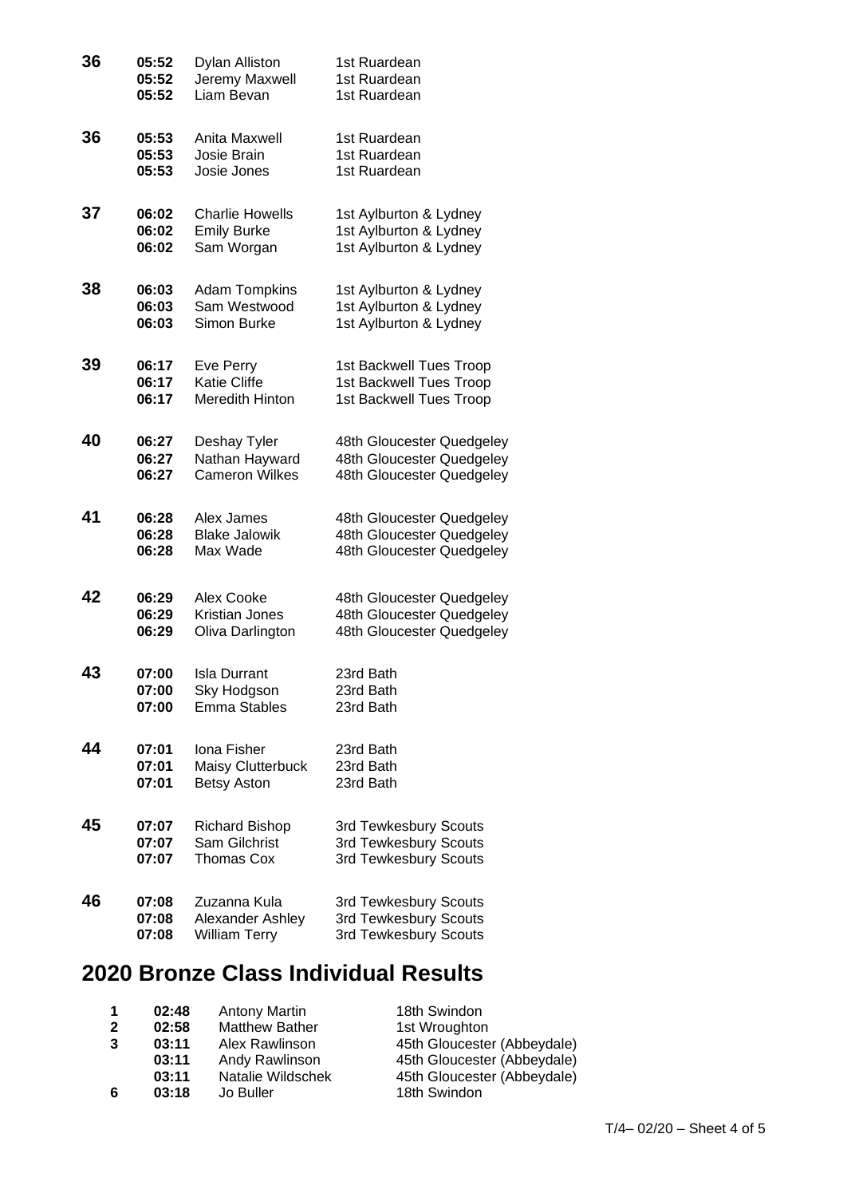| | | | |
|---|---|---|---|
| **36** | **05:52** | Dylan Alliston | 1st Ruardean |
| | **05:52** | Jeremy Maxwell | 1st Ruardean |
| | **05:52** | Liam Bevan | 1st Ruardean |
| **36** | **05:53** | Anita Maxwell | 1st Ruardean |
| | **05:53** | Josie Brain | 1st Ruardean |
| | **05:53** | Josie Jones | 1st Ruardean |
| **37** | **06:02** | Charlie Howells | 1st Aylburton & Lydney |
| | **06:02** | Emily Burke | 1st Aylburton & Lydney |
| | **06:02** | Sam Worgan | 1st Aylburton & Lydney |
| **38** | **06:03** | Adam Tompkins | 1st Aylburton & Lydney |
| | **06:03** | Sam Westwood | 1st Aylburton & Lydney |
| | **06:03** | Simon Burke | 1st Aylburton & Lydney |
| **39** | **06:17** | Eve Perry | 1st Backwell Tues Troop |
| | **06:17** | Katie Cliffe | 1st Backwell Tues Troop |
| | **06:17** | Meredith Hinton | 1st Backwell Tues Troop |
| **40** | **06:27** | Deshay Tyler | 48th Gloucester Quedgeley |
| | **06:27** | Nathan Hayward | 48th Gloucester Quedgeley |
| | **06:27** | Cameron Wilkes | 48th Gloucester Quedgeley |
| **41** | **06:28** | Alex James | 48th Gloucester Quedgeley |
| | **06:28** | Blake Jalowik | 48th Gloucester Quedgeley |
| | **06:28** | Max Wade | 48th Gloucester Quedgeley |
| **42** | **06:29** | Alex Cooke | 48th Gloucester Quedgeley |
| | **06:29** | Kristian Jones | 48th Gloucester Quedgeley |
| | **06:29** | Oliva Darlington | 48th Gloucester Quedgeley |
| **43** | **07:00** | Isla Durrant | 23rd Bath |
| | **07:00** | Sky Hodgson | 23rd Bath |
| | **07:00** | Emma Stables | 23rd Bath |
| **44** | **07:01** | Iona Fisher | 23rd Bath |
| | **07:01** | Maisy Clutterbuck | 23rd Bath |
| | **07:01** | Betsy Aston | 23rd Bath |
| **45** | **07:07** | Richard Bishop | 3rd Tewkesbury Scouts |
| | **07:07** | Sam Gilchrist | 3rd Tewkesbury Scouts |
| | **07:07** | Thomas Cox | 3rd Tewkesbury Scouts |
| **46** | **07:08** | Zuzanna Kula | 3rd Tewkesbury Scouts |
| | **07:08** | Alexander Ashley | 3rd Tewkesbury Scouts |
| | **07:08** | William Terry | 3rd Tewkesbury Scouts |

## 2020 Bronze Class Individual Results

| | | | |
|---|---|---|---|
| **1** | **02:48** | Antony Martin | 18th Swindon |
| **2** | **02:58** | Matthew Bather | 1st Wroughton |
| **3** | **03:11** | Alex Rawlinson | 45th Gloucester (Abbeydale) |
| | **03:11** | Andy Rawlinson | 45th Gloucester (Abbeydale) |
| | **03:11** | Natalie Wildschek | 45th Gloucester (Abbeydale) |
| **6** | **03:18** | Jo Buller | 18th Swindon |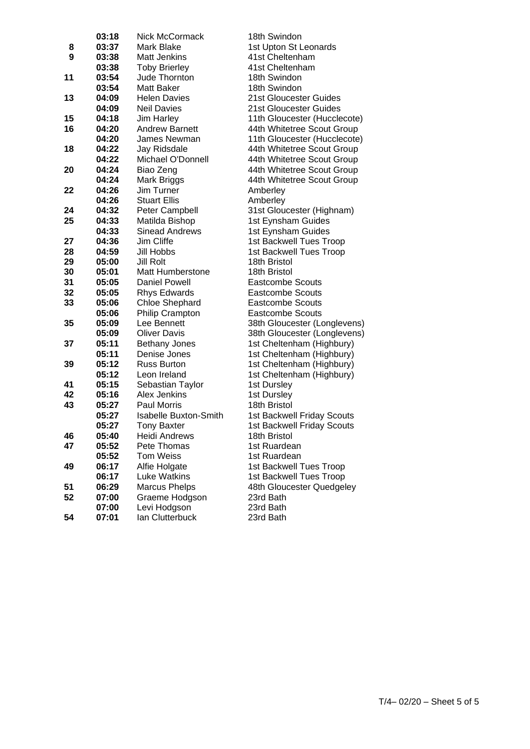| | | | |
|---|---|---|---|
| | **03:18** | Nick McCormack | 18th Swindon |
| **8** | **03:37** | Mark Blake | 1st Upton St Leonards |
| **9** | **03:38** | Matt Jenkins | 41st Cheltenham |
| | **03:38** | Toby Brierley | 41st Cheltenham |
| **11** | **03:54** | Jude Thornton | 18th Swindon |
| | **03:54** | Matt Baker | 18th Swindon |
| **13** | **04:09** | Helen Davies | 21st Gloucester Guides |
| | **04:09** | Neil Davies | 21st Gloucester Guides |
| **15** | **04:18** | Jim Harley | 11th Gloucester (Hucclecote) |
| **16** | **04:20** | Andrew Barnett | 44th Whitetree Scout Group |
| | **04:20** | James Newman | 11th Gloucester (Hucclecote) |
| **18** | **04:22** | Jay Ridsdale | 44th Whitetree Scout Group |
| | **04:22** | Michael O'Donnell | 44th Whitetree Scout Group |
| **20** | **04:24** | Biao Zeng | 44th Whitetree Scout Group |
| | **04:24** | Mark Briggs | 44th Whitetree Scout Group |
| **22** | **04:26** | Jim Turner | Amberley |
| | **04:26** | Stuart Ellis | Amberley |
| **24** | **04:32** | Peter Campbell | 31st Gloucester (Highnam) |
| **25** | **04:33** | Matilda Bishop | 1st Eynsham Guides |
| | **04:33** | Sinead Andrews | 1st Eynsham Guides |
| **27** | **04:36** | Jim Cliffe | 1st Backwell Tues Troop |
| **28** | **04:59** | Jill Hobbs | 1st Backwell Tues Troop |
| **29** | **05:00** | Jill Rolt | 18th Bristol |
| **30** | **05:01** | Matt Humberstone | 18th Bristol |
| **31** | **05:05** | Daniel Powell | Eastcombe Scouts |
| **32** | **05:05** | Rhys Edwards | Eastcombe Scouts |
| **33** | **05:06** | Chloe Shephard | Eastcombe Scouts |
| | **05:06** | Philip Crampton | Eastcombe Scouts |
| **35** | **05:09** | Lee Bennett | 38th Gloucester (Longlevens) |
| | **05:09** | Oliver Davis | 38th Gloucester (Longlevens) |
| **37** | **05:11** | Bethany Jones | 1st Cheltenham (Highbury) |
| | **05:11** | Denise Jones | 1st Cheltenham (Highbury) |
| **39** | **05:12** | Russ Burton | 1st Cheltenham (Highbury) |
| | **05:12** | Leon Ireland | 1st Cheltenham (Highbury) |
| **41** | **05:15** | Sebastian Taylor | 1st Dursley |
| **42** | **05:16** | Alex Jenkins | 1st Dursley |
| **43** | **05:27** | Paul Morris | 18th Bristol |
| | **05:27** | Isabelle Buxton-Smith | 1st Backwell Friday Scouts |
| | **05:27** | Tony Baxter | 1st Backwell Friday Scouts |
| **46** | **05:40** | Heidi Andrews | 18th Bristol |
| **47** | **05:52** | Pete Thomas | 1st Ruardean |
| | **05:52** | Tom Weiss | 1st Ruardean |
| **49** | **06:17** | Alfie Holgate | 1st Backwell Tues Troop |
| | **06:17** | Luke Watkins | 1st Backwell Tues Troop |
| **51** | **06:29** | Marcus Phelps | 48th Gloucester Quedgeley |
| **52** | **07:00** | Graeme Hodgson | 23rd Bath |
| | **07:00** | Levi Hodgson | 23rd Bath |
| **54** | **07:01** | Ian Clutterbuck | 23rd Bath |

T/4– 02/20 – Sheet 5 of 5